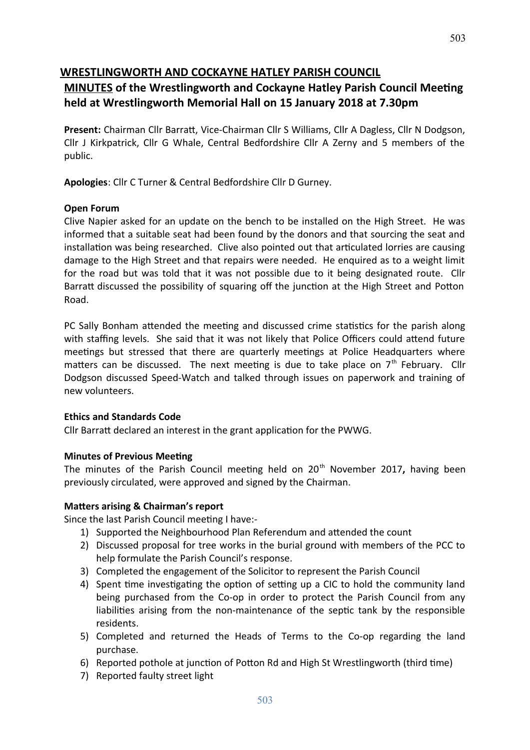# WRESTLINGWORTH AND COCKAYNE HATLEY PARISH COUNCIL

## MINUTES of the Wrestlingworth and Cockayne Hatley Parish Council Meeting held at Wrestlingworth Memorial Hall on 15 January 2018 at 7.30pm

**Present:** Chairman Cllr Barratt, Vice-Chairman Cllr S Williams, Cllr A Dagless, Cllr N Dodgson, Cllr J Kirkpatrick, Cllr G Whale, Central Bedfordshire Cllr A Zerny and 5 members of the public.

**Apologies**: Cllr C Turner & Central Bedfordshire Cllr D Gurney.

**Open Forum**

Clive Napier asked for an update on the bench to be installed on the High Street. He was informed that a suitable seat had been found by the donors and that sourcing the seat and installation was being researched. Clive also pointed out that articulated lorries are causing damage to the High Street and that repairs were needed. He enquired as to a weight limit for the road but was told that it was not possible due to it being designated route. Cllr Barratt discussed the possibility of squaring off the junction at the High Street and Potton Road.

PC Sally Bonham attended the meeting and discussed crime statistics for the parish along with staffing levels. She said that it was not likely that Police Officers could attend future meetings but stressed that there are quarterly meetings at Police Headquarters where matters can be discussed. The next meeting is due to take place on 7th February. Cllr Dodgson discussed Speed-Watch and talked through issues on paperwork and training of new volunteers.

**Ethics and Standards Code**

Cllr Barratt declared an interest in the grant application for the PWWG.

**Minutes of Previous Meeting**

The minutes of the Parish Council meeting held on 20th November 2017**,** having been previously circulated, were approved and signed by the Chairman.

**Matters arising & Chairman's report**

Since the last Parish Council meeting I have:-

1) Supported the Neighbourhood Plan Referendum and attended the count
2) Discussed proposal for tree works in the burial ground with members of the PCC to help formulate the Parish Council's response.
3) Completed the engagement of the Solicitor to represent the Parish Council
4) Spent time investigating the option of setting up a CIC to hold the community land being purchased from the Co-op in order to protect the Parish Council from any liabilities arising from the non-maintenance of the septic tank by the responsible residents.
5) Completed and returned the Heads of Terms to the Co-op regarding the land purchase.
6) Reported pothole at junction of Potton Rd and High St Wrestlingworth (third time)
7) Reported faulty street light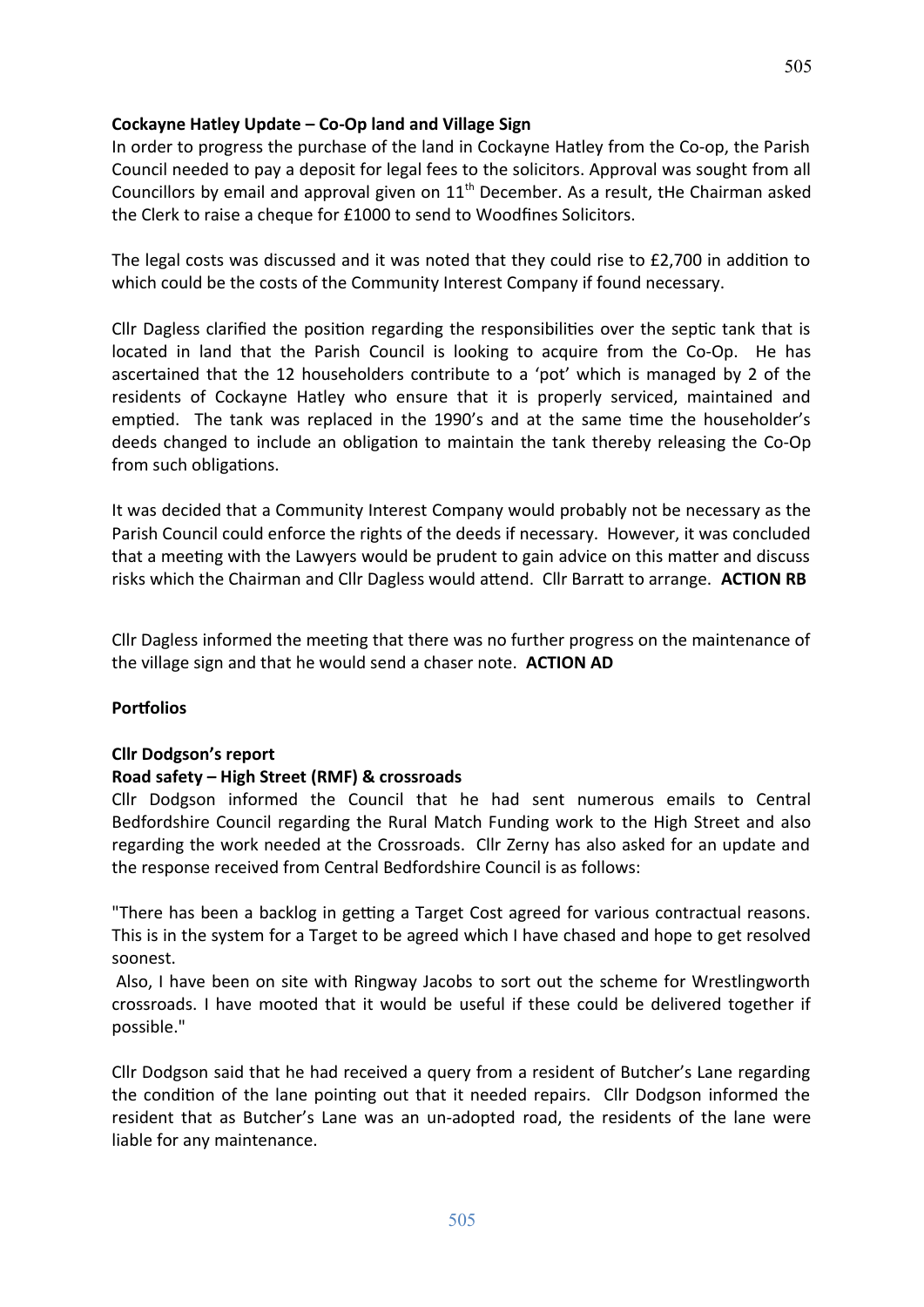**Cockayne Hatley Update – Co-Op land and Village Sign**

In order to progress the purchase of the land in Cockayne Hatley from the Co-op, the Parish Council needed to pay a deposit for legal fees to the solicitors. Approval was sought from all Councillors by email and approval given on 11th December. As a result, tHe Chairman asked the Clerk to raise a cheque for £1000 to send to Woodfines Solicitors.

The legal costs was discussed and it was noted that they could rise to £2,700 in addition to which could be the costs of the Community Interest Company if found necessary.

Cllr Dagless clarified the position regarding the responsibilities over the septic tank that is located in land that the Parish Council is looking to acquire from the Co-Op. He has ascertained that the 12 householders contribute to a 'pot' which is managed by 2 of the residents of Cockayne Hatley who ensure that it is properly serviced, maintained and emptied. The tank was replaced in the 1990's and at the same time the householder's deeds changed to include an obligation to maintain the tank thereby releasing the Co-Op from such obligations.

It was decided that a Community Interest Company would probably not be necessary as the Parish Council could enforce the rights of the deeds if necessary. However, it was concluded that a meeting with the Lawyers would be prudent to gain advice on this matter and discuss risks which the Chairman and Cllr Dagless would attend. Cllr Barratt to arrange. **ACTION RB**

Cllr Dagless informed the meeting that there was no further progress on the maintenance of the village sign and that he would send a chaser note. **ACTION AD**

**Portfolios**

**Cllr Dodgson's report**

**Road safety – High Street (RMF) & crossroads**

Cllr Dodgson informed the Council that he had sent numerous emails to Central Bedfordshire Council regarding the Rural Match Funding work to the High Street and also regarding the work needed at the Crossroads. Cllr Zerny has also asked for an update and the response received from Central Bedfordshire Council is as follows:

"There has been a backlog in getting a Target Cost agreed for various contractual reasons. This is in the system for a Target to be agreed which I have chased and hope to get resolved soonest.

Also, I have been on site with Ringway Jacobs to sort out the scheme for Wrestlingworth crossroads. I have mooted that it would be useful if these could be delivered together if possible."

Cllr Dodgson said that he had received a query from a resident of Butcher's Lane regarding the condition of the lane pointing out that it needed repairs. Cllr Dodgson informed the resident that as Butcher's Lane was an un-adopted road, the residents of the lane were liable for any maintenance.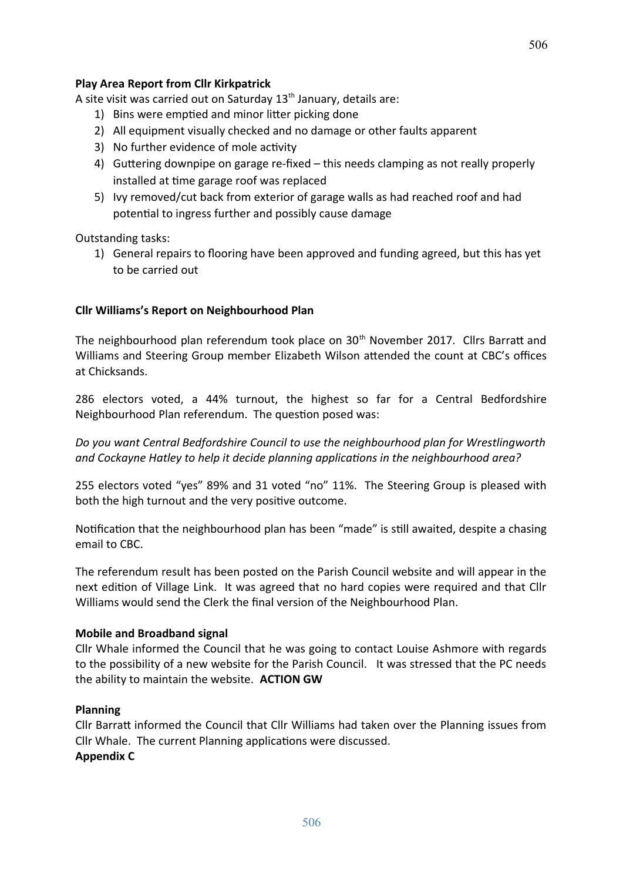**Play Area Report from Cllr Kirkpatrick**

A site visit was carried out on Saturday 13th January, details are:

1) Bins were emptied and minor litter picking done
2) All equipment visually checked and no damage or other faults apparent
3) No further evidence of mole activity
4) Guttering downpipe on garage re-fixed – this needs clamping as not really properly installed at time garage roof was replaced
5) Ivy removed/cut back from exterior of garage walls as had reached roof and had potential to ingress further and possibly cause damage

Outstanding tasks:

1) General repairs to flooring have been approved and funding agreed, but this has yet to be carried out

**Cllr Williams's Report on Neighbourhood Plan**

The neighbourhood plan referendum took place on 30th November 2017. Cllrs Barratt and Williams and Steering Group member Elizabeth Wilson attended the count at CBC's offices at Chicksands.

286 electors voted, a 44% turnout, the highest so far for a Central Bedfordshire Neighbourhood Plan referendum. The question posed was:

*Do you want Central Bedfordshire Council to use the neighbourhood plan for Wrestlingworth and Cockayne Hatley to help it decide planning applications in the neighbourhood area?*

255 electors voted "yes" 89% and 31 voted "no" 11%. The Steering Group is pleased with both the high turnout and the very positive outcome.

Notification that the neighbourhood plan has been "made" is still awaited, despite a chasing email to CBC.

The referendum result has been posted on the Parish Council website and will appear in the next edition of Village Link. It was agreed that no hard copies were required and that Cllr Williams would send the Clerk the final version of the Neighbourhood Plan.

**Mobile and Broadband signal**

Cllr Whale informed the Council that he was going to contact Louise Ashmore with regards to the possibility of a new website for the Parish Council. It was stressed that the PC needs the ability to maintain the website. **ACTION GW**

**Planning**

Cllr Barratt informed the Council that Cllr Williams had taken over the Planning issues from Cllr Whale. The current Planning applications were discussed.

**Appendix C**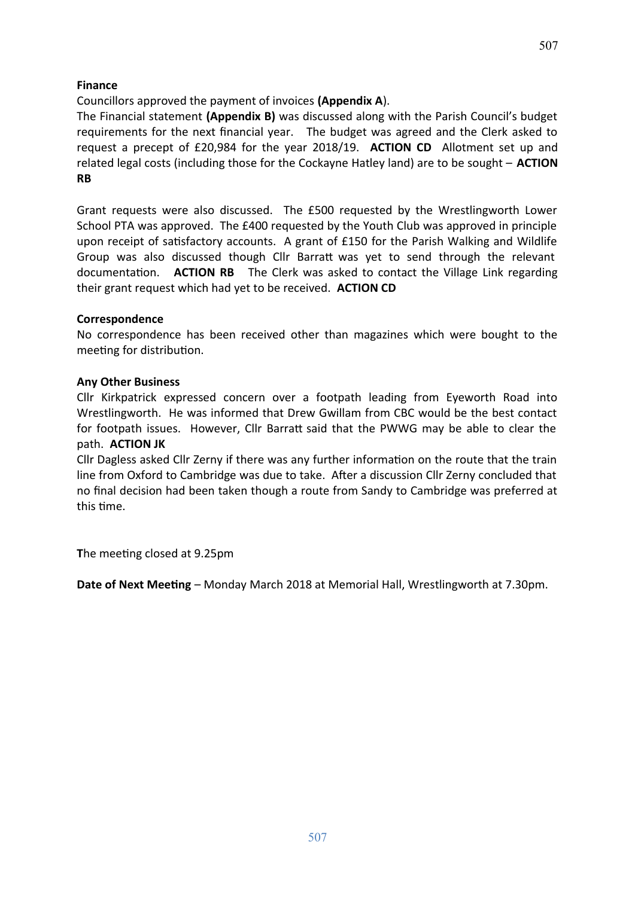**Finance**

Councillors approved the payment of invoices **(Appendix A**).

The Financial statement **(Appendix B)** was discussed along with the Parish Council's budget requirements for the next financial year. The budget was agreed and the Clerk asked to request a precept of £20,984 for the year 2018/19. **ACTION CD** Allotment set up and related legal costs (including those for the Cockayne Hatley land) are to be sought – **ACTION RB**

Grant requests were also discussed. The £500 requested by the Wrestlingworth Lower School PTA was approved. The £400 requested by the Youth Club was approved in principle upon receipt of satisfactory accounts. A grant of £150 for the Parish Walking and Wildlife Group was also discussed though Cllr Barratt was yet to send through the relevant documentation. **ACTION RB** The Clerk was asked to contact the Village Link regarding their grant request which had yet to be received. **ACTION CD**

**Correspondence**

No correspondence has been received other than magazines which were bought to the meeting for distribution.

**Any Other Business**

Cllr Kirkpatrick expressed concern over a footpath leading from Eyeworth Road into Wrestlingworth. He was informed that Drew Gwillam from CBC would be the best contact for footpath issues. However, Cllr Barratt said that the PWWG may be able to clear the path. **ACTION JK**

Cllr Dagless asked Cllr Zerny if there was any further information on the route that the train line from Oxford to Cambridge was due to take. After a discussion Cllr Zerny concluded that no final decision had been taken though a route from Sandy to Cambridge was preferred at this time.

**T**he meeting closed at 9.25pm

**Date of Next Meeting** – Monday March 2018 at Memorial Hall, Wrestlingworth at 7.30pm.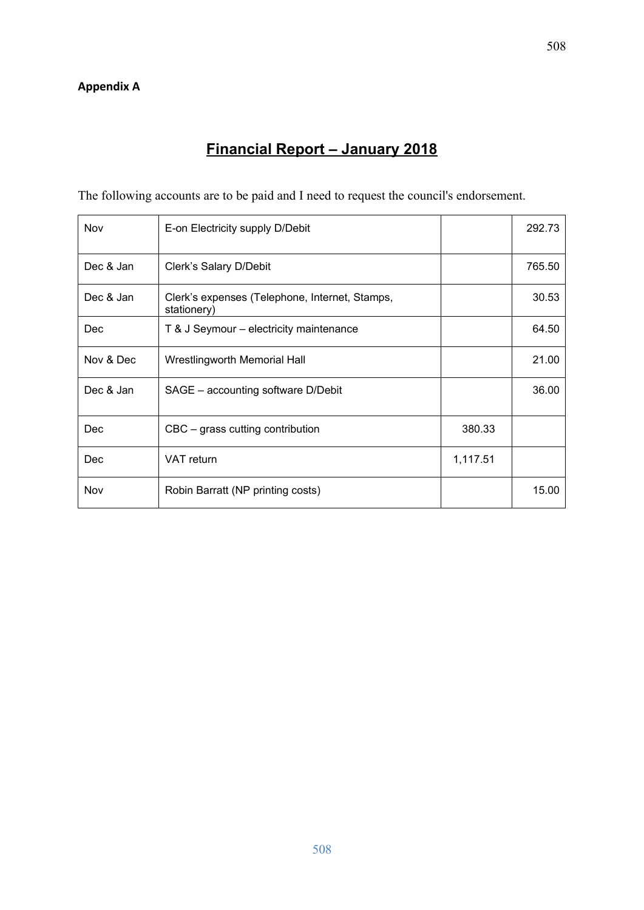**Appendix A**

# Financial Report – January 2018

The following accounts are to be paid and I need to request the council's endorsement.

| | | | |
|---|---|---|---|
| Nov | E-on Electricity supply D/Debit | | 292.73 |
| Dec & Jan | Clerk's Salary D/Debit | | 765.50 |
| Dec & Jan | Clerk's expenses (Telephone, Internet, Stamps, stationery) | | 30.53 |
| Dec | T & J Seymour – electricity maintenance | | 64.50 |
| Nov & Dec | Wrestlingworth Memorial Hall | | 21.00 |
| Dec & Jan | SAGE – accounting software D/Debit | | 36.00 |
| Dec | CBC – grass cutting contribution | 380.33 | |
| Dec | VAT return | 1,117.51 | |
| Nov | Robin Barratt (NP printing costs) | | 15.00 |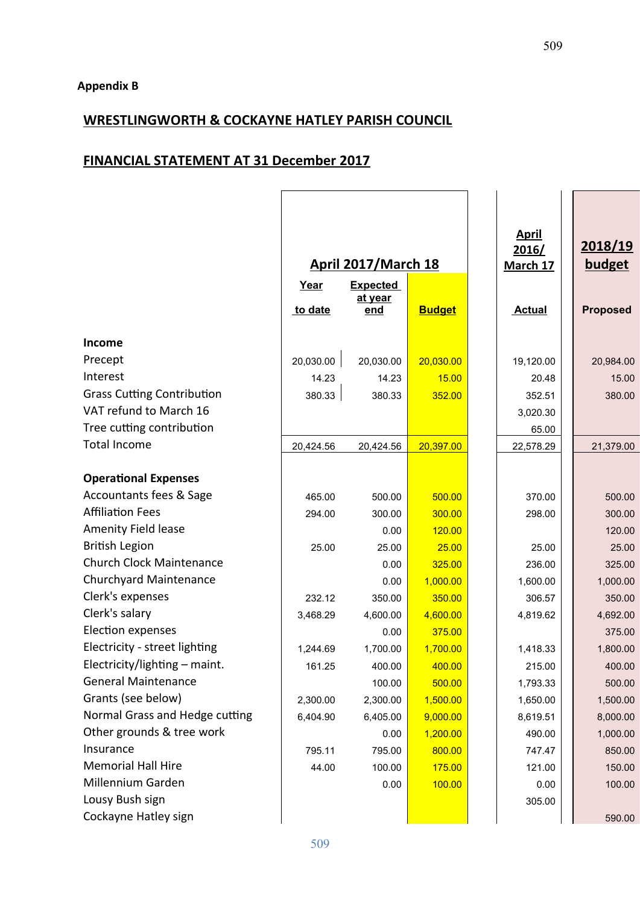**Appendix B**

## WRESTLINGWORTH & COCKAYNE HATLEY PARISH COUNCIL

## FINANCIAL STATEMENT AT 31 December 2017

| | April 2017/March 18 | | | April 2016/ March 17 | 2018/19 budget |
|---|---|---|---|---|---|
| | Year to date | Expected at year end | Budget | Actual | Proposed |
| **Income** | | | | | |
| Precept | 20,030.00 | 20,030.00 | 20,030.00 | 19,120.00 | 20,984.00 |
| Interest | 14.23 | 14.23 | 15.00 | 20.48 | 15.00 |
| Grass Cutting Contribution | 380.33 | 380.33 | 352.00 | 352.51 | 380.00 |
| VAT refund to March 16 | | | | 3,020.30 | |
| Tree cutting contribution | | | | 65.00 | |
| Total Income | 20,424.56 | 20,424.56 | 20,397.00 | 22,578.29 | 21,379.00 |
| | | | | | |
| **Operational Expenses** | | | | | |
| Accountants fees & Sage | 465.00 | 500.00 | 500.00 | 370.00 | 500.00 |
| Affiliation Fees | 294.00 | 300.00 | 300.00 | 298.00 | 300.00 |
| Amenity Field lease | | 0.00 | 120.00 | | 120.00 |
| British Legion | 25.00 | 25.00 | 25.00 | 25.00 | 25.00 |
| Church Clock Maintenance | | 0.00 | 325.00 | 236.00 | 325.00 |
| Churchyard Maintenance | | 0.00 | 1,000.00 | 1,600.00 | 1,000.00 |
| Clerk's expenses | 232.12 | 350.00 | 350.00 | 306.57 | 350.00 |
| Clerk's salary | 3,468.29 | 4,600.00 | 4,600.00 | 4,819.62 | 4,692.00 |
| Election expenses | | 0.00 | 375.00 | | 375.00 |
| Electricity - street lighting | 1,244.69 | 1,700.00 | 1,700.00 | 1,418.33 | 1,800.00 |
| Electricity/lighting – maint. | 161.25 | 400.00 | 400.00 | 215.00 | 400.00 |
| General Maintenance | | 100.00 | 500.00 | 1,793.33 | 500.00 |
| Grants (see below) | 2,300.00 | 2,300.00 | 1,500.00 | 1,650.00 | 1,500.00 |
| Normal Grass and Hedge cutting | 6,404.90 | 6,405.00 | 9,000.00 | 8,619.51 | 8,000.00 |
| Other grounds & tree work | | 0.00 | 1,200.00 | 490.00 | 1,000.00 |
| Insurance | 795.11 | 795.00 | 800.00 | 747.47 | 850.00 |
| Memorial Hall Hire | 44.00 | 100.00 | 175.00 | 121.00 | 150.00 |
| Millennium Garden | | 0.00 | 100.00 | 0.00 | 100.00 |
| Lousy Bush sign | | | | 305.00 | |
| Cockayne Hatley sign | | | | | 590.00 |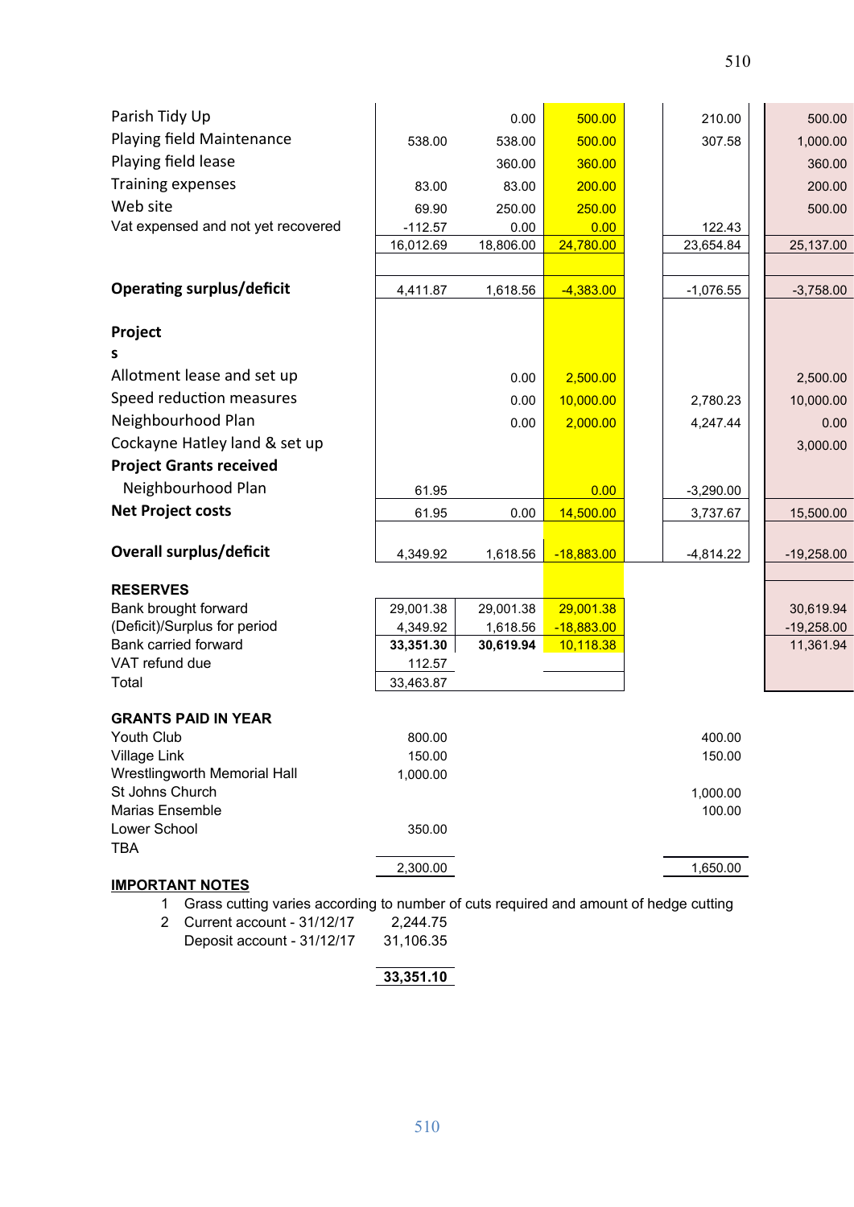| | | | | | |
|---|---|---|---|---|---|
| Parish Tidy Up | | 0.00 | 500.00 | 210.00 | 500.00 |
| Playing field Maintenance | 538.00 | 538.00 | 500.00 | 307.58 | 1,000.00 |
| Playing field lease | | 360.00 | 360.00 | | 360.00 |
| Training expenses | 83.00 | 83.00 | 200.00 | | 200.00 |
| Web site | 69.90 | 250.00 | 250.00 | | 500.00 |
| Vat expensed and not yet recovered | -112.57 | 0.00 | 0.00 | 122.43 | |
| | 16,012.69 | 18,806.00 | 24,780.00 | 23,654.84 | 25,137.00 |
| | | | | | |
| **Operating surplus/deficit** | 4,411.87 | 1,618.56 | -4,383.00 | -1,076.55 | -3,758.00 |
| | | | | | |
| **Projects** | | | | | |
| Allotment lease and set up | | 0.00 | 2,500.00 | | 2,500.00 |
| Speed reduction measures | | 0.00 | 10,000.00 | 2,780.23 | 10,000.00 |
| Neighbourhood Plan | | 0.00 | 2,000.00 | 4,247.44 | 0.00 |
| Cockayne Hatley land & set up | | | | | 3,000.00 |
| **Project Grants received** | | | | | |
| Neighbourhood Plan | 61.95 | | 0.00 | -3,290.00 | |
| **Net Project costs** | 61.95 | 0.00 | 14,500.00 | 3,737.67 | 15,500.00 |
| | | | | | |
| **Overall surplus/deficit** | 4,349.92 | 1,618.56 | -18,883.00 | -4,814.22 | -19,258.00 |
| | | | | | |
| **RESERVES** | | | | | |
| Bank brought forward | 29,001.38 | 29,001.38 | 29,001.38 | | 30,619.94 |
| (Deficit)/Surplus for period | 4,349.92 | 1,618.56 | -18,883.00 | | -19,258.00 |
| Bank carried forward | **33,351.30** | **30,619.94** | 10,118.38 | | 11,361.94 |
| VAT refund due | 112.57 | | | | |
| Total | 33,463.87 | | | | |
| | | | | | |
| **GRANTS PAID IN YEAR** | | | | | |
| Youth Club | 800.00 | | | 400.00 | |
| Village Link | 150.00 | | | 150.00 | |
| Wrestlingworth Memorial Hall | 1,000.00 | | | | |
| St Johns Church | | | | 1,000.00 | |
| Marias Ensemble | | | | 100.00 | |
| Lower School | 350.00 | | | | |
| TBA | | | | | |
| | 2,300.00 | | | 1,650.00 | |

**IMPORTANT NOTES**

1. Grass cutting varies according to number of cuts required and amount of hedge cutting
2. Current account - 31/12/17 2,244.75
   Deposit account - 31/12/17 31,106.35

   **33,351.10**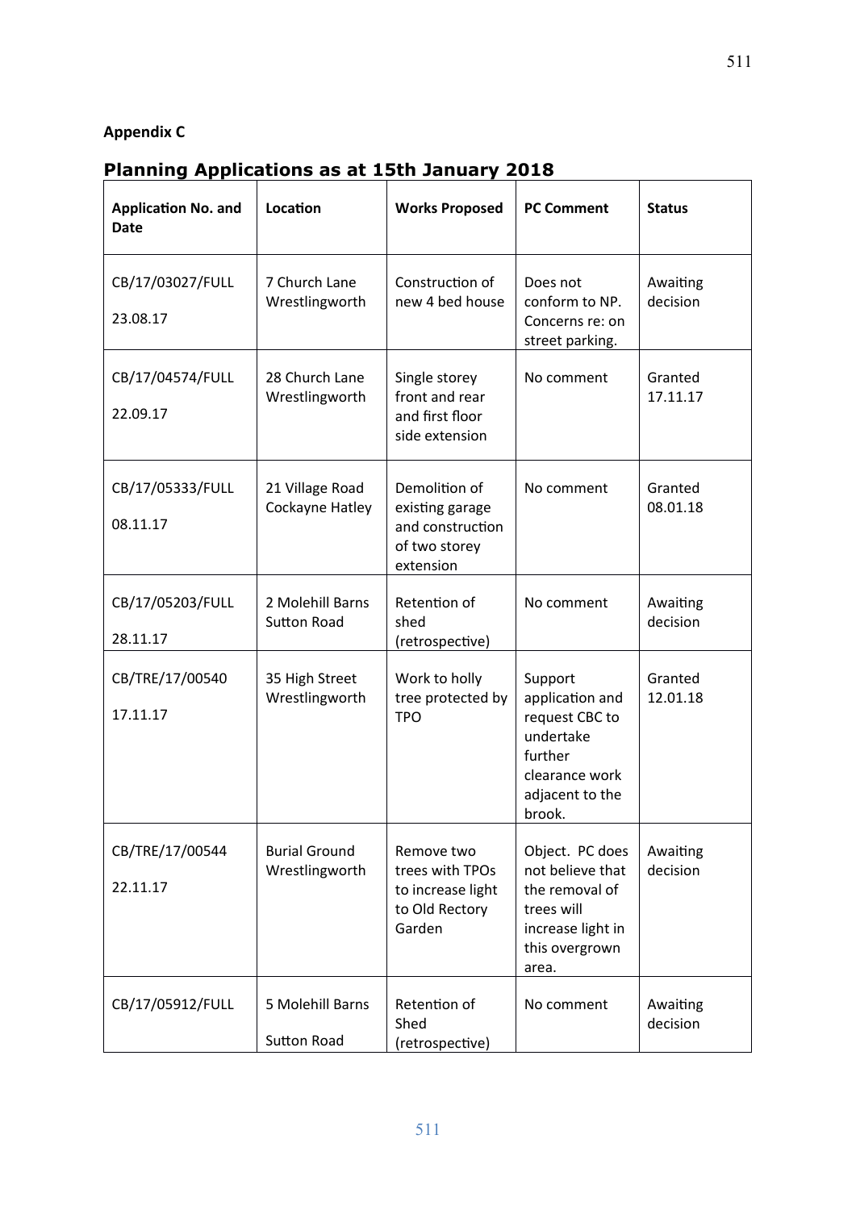**Appendix C**

## Planning Applications as at 15th January 2018

| Application No. and Date | Location | Works Proposed | PC Comment | Status |
|---|---|---|---|---|
| CB/17/03027/FULL 23.08.17 | 7 Church Lane Wrestlingworth | Construction of new 4 bed house | Does not conform to NP. Concerns re: on street parking. | Awaiting decision |
| CB/17/04574/FULL 22.09.17 | 28 Church Lane Wrestlingworth | Single storey front and rear and first floor side extension | No comment | Granted 17.11.17 |
| CB/17/05333/FULL 08.11.17 | 21 Village Road Cockayne Hatley | Demolition of existing garage and construction of two storey extension | No comment | Granted 08.01.18 |
| CB/17/05203/FULL 28.11.17 | 2 Molehill Barns Sutton Road | Retention of shed (retrospective) | No comment | Awaiting decision |
| CB/TRE/17/00540 17.11.17 | 35 High Street Wrestlingworth | Work to holly tree protected by TPO | Support application and request CBC to undertake further clearance work adjacent to the brook. | Granted 12.01.18 |
| CB/TRE/17/00544 22.11.17 | Burial Ground Wrestlingworth | Remove two trees with TPOs to increase light to Old Rectory Garden | Object. PC does not believe that the removal of trees will increase light in this overgrown area. | Awaiting decision |
| CB/17/05912/FULL | 5 Molehill Barns Sutton Road | Retention of Shed (retrospective) | No comment | Awaiting decision |